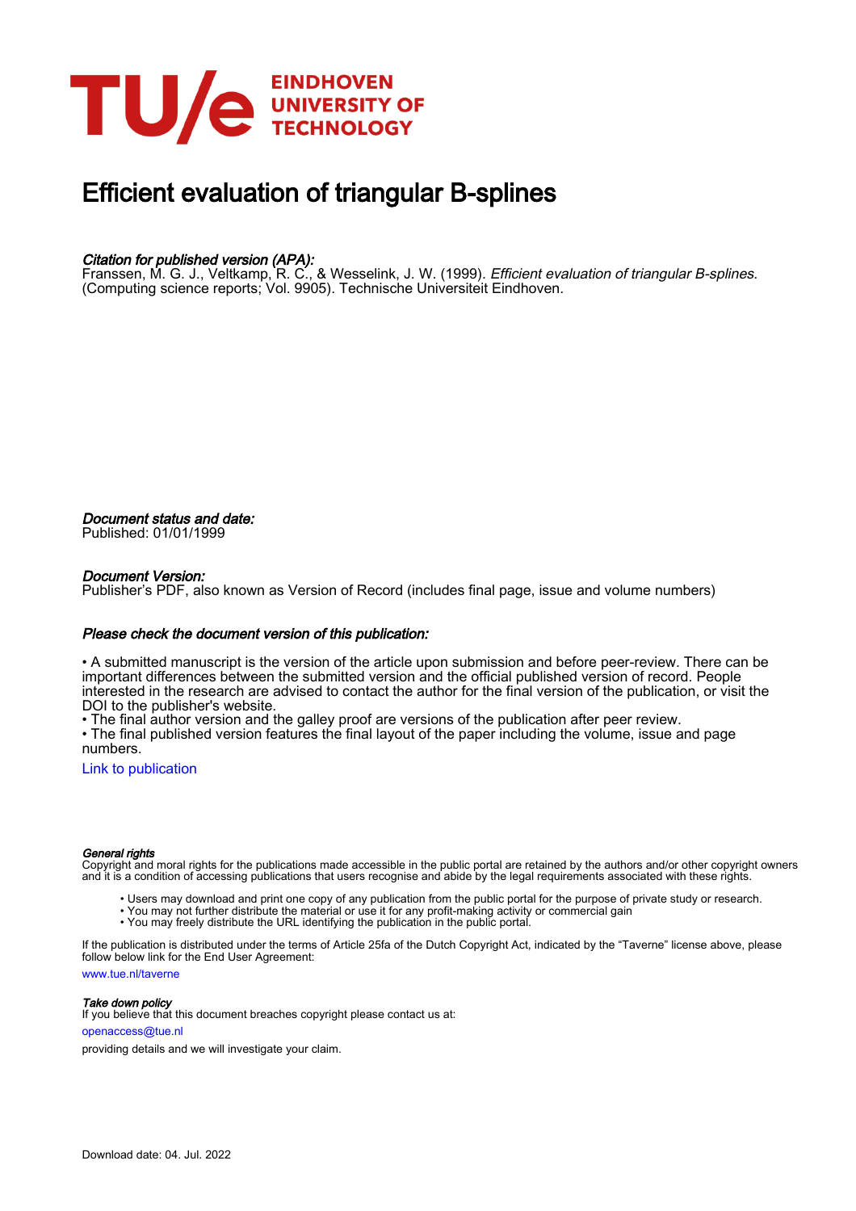# Efficient evaluation of triangular B-splines

*Citation for published version (APA):*
Franssen, M. G. J., Veltkamp, R. C., & Wesselink, J. W. (1999). *Efficient evaluation of triangular B-splines.* (Computing science reports; Vol. 9905). Technische Universiteit Eindhoven.

*Document status and date:*
Published: 01/01/1999

*Document Version:*
Publisher's PDF, also known as Version of Record (includes final page, issue and volume numbers)

*Please check the document version of this publication:*

• A submitted manuscript is the version of the article upon submission and before peer-review. There can be important differences between the submitted version and the official published version of record. People interested in the research are advised to contact the author for the final version of the publication, or visit the DOI to the publisher's website.
• The final author version and the galley proof are versions of the publication after peer review.
• The final published version features the final layout of the paper including the volume, issue and page numbers.

Link to publication

*General rights*
Copyright and moral rights for the publications made accessible in the public portal are retained by the authors and/or other copyright owners and it is a condition of accessing publications that users recognise and abide by the legal requirements associated with these rights.

- Users may download and print one copy of any publication from the public portal for the purpose of private study or research.
- You may not further distribute the material or use it for any profit-making activity or commercial gain
- You may freely distribute the URL identifying the publication in the public portal.

If the publication is distributed under the terms of Article 25fa of the Dutch Copyright Act, indicated by the "Taverne" license above, please follow below link for the End User Agreement:

www.tue.nl/taverne

*Take down policy*
If you believe that this document breaches copyright please contact us at:

openaccess@tue.nl

providing details and we will investigate your claim.

Download date: 04. Jul. 2022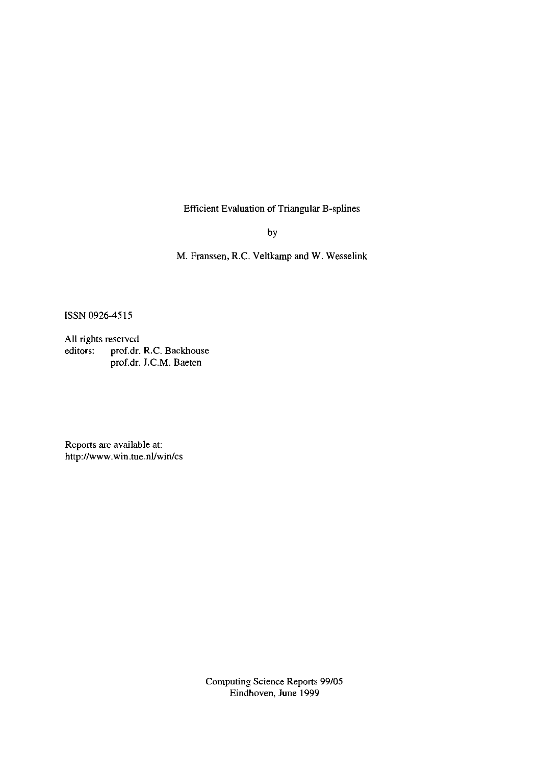Efficient Evaluation of Triangular B-splines

by

M. Franssen, R.C. Veltkamp and W. Wesselink

ISSN 0926-4515

All rights reserved
editors: prof.dr. R.C. Backhouse
prof.dr. J.C.M. Baeten

Reports are available at:
http://www.win.tue.nl/win/cs

Computing Science Reports 99/05
Eindhoven, June 1999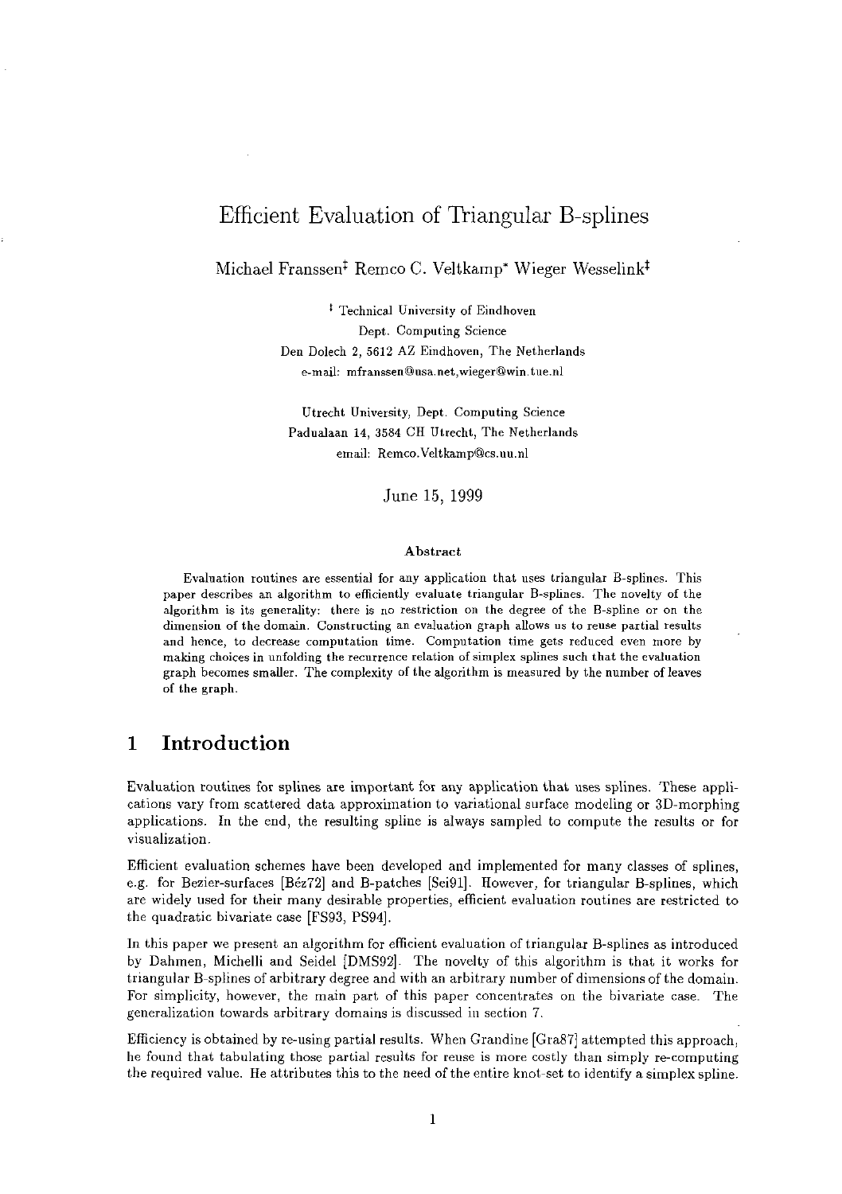# Efficient Evaluation of Triangular B-splines

Michael Franssen[‡] Remco C. Veltkamp[*] Wieger Wesselink[‡]

[‡] Technical University of Eindhoven
Dept. Computing Science
Den Dolech 2, 5612 AZ Eindhoven, The Netherlands
e-mail: mfranssen@usa.net,wieger@win.tue.nl

Utrecht University, Dept. Computing Science
Padualaan 14, 3584 CH Utrecht, The Netherlands
email: Remco.Veltkamp@cs.uu.nl

June 15, 1999

### Abstract

Evaluation routines are essential for any application that uses triangular B-splines. This paper describes an algorithm to efficiently evaluate triangular B-splines. The novelty of the algorithm is its generality: there is no restriction on the degree of the B-spline or on the dimension of the domain. Constructing an evaluation graph allows us to reuse partial results and hence, to decrease computation time. Computation time gets reduced even more by making choices in unfolding the recurrence relation of simplex splines such that the evaluation graph becomes smaller. The complexity of the algorithm is measured by the number of leaves of the graph.

## 1 Introduction

Evaluation routines for splines are important for any application that uses splines. These applications vary from scattered data approximation to variational surface modeling or 3D-morphing applications. In the end, the resulting spline is always sampled to compute the results or for visualization.

Efficient evaluation schemes have been developed and implemented for many classes of splines, e.g. for Bezier-surfaces [Béz72] and B-patches [Sei91]. However, for triangular B-splines, which are widely used for their many desirable properties, efficient evaluation routines are restricted to the quadratic bivariate case [FS93, PS94].

In this paper we present an algorithm for efficient evaluation of triangular B-splines as introduced by Dahmen, Michelli and Seidel [DMS92]. The novelty of this algorithm is that it works for triangular B-splines of arbitrary degree and with an arbitrary number of dimensions of the domain. For simplicity, however, the main part of this paper concentrates on the bivariate case. The generalization towards arbitrary domains is discussed in section 7.

Efficiency is obtained by re-using partial results. When Grandine [Gra87] attempted this approach, he found that tabulating those partial results for reuse is more costly than simply re-computing the required value. He attributes this to the need of the entire knot-set to identify a simplex spline.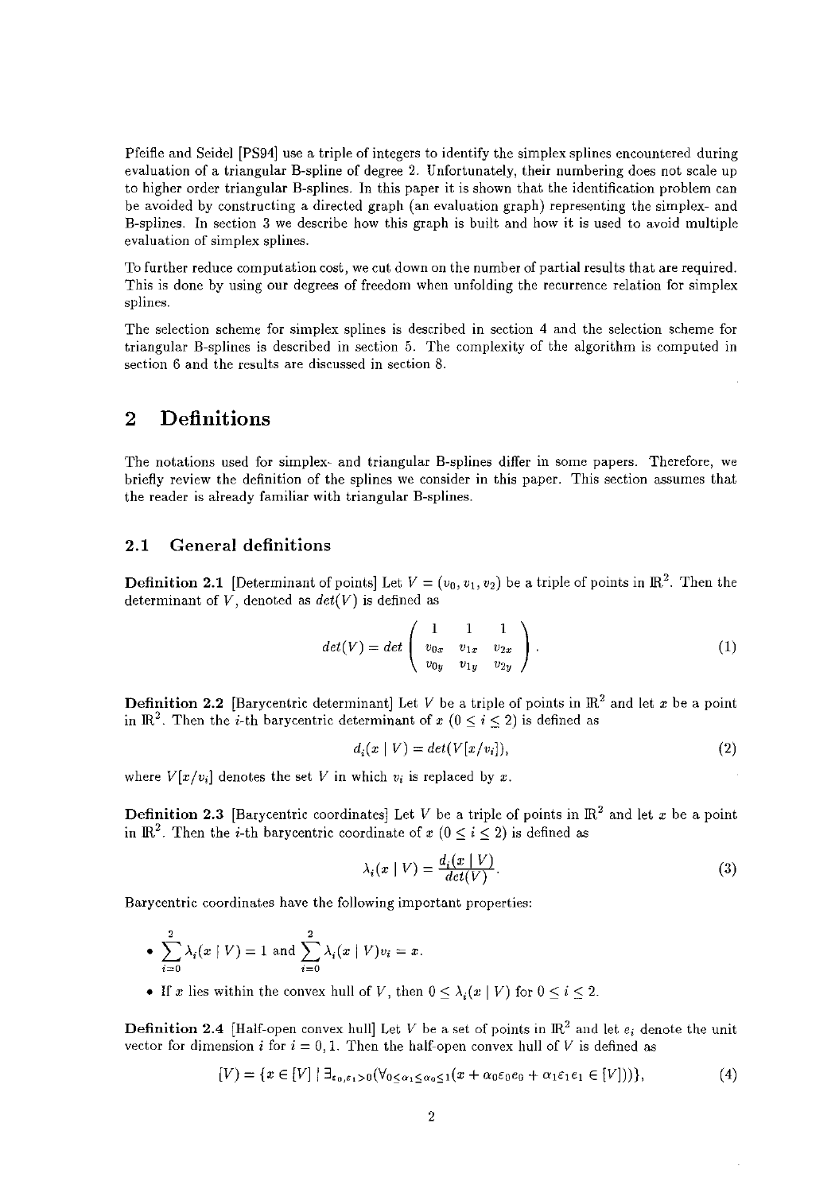Pfeifle and Seidel [PS94] use a triple of integers to identify the simplex splines encountered during evaluation of a triangular B-spline of degree 2. Unfortunately, their numbering does not scale up to higher order triangular B-splines. In this paper it is shown that the identification problem can be avoided by constructing a directed graph (an evaluation graph) representing the simplex- and B-splines. In section 3 we describe how this graph is built and how it is used to avoid multiple evaluation of simplex splines.

To further reduce computation cost, we cut down on the number of partial results that are required. This is done by using our degrees of freedom when unfolding the recurrence relation for simplex splines.

The selection scheme for simplex splines is described in section 4 and the selection scheme for triangular B-splines is described in section 5. The complexity of the algorithm is computed in section 6 and the results are discussed in section 8.

# 2 Definitions

The notations used for simplex- and triangular B-splines differ in some papers. Therefore, we briefly review the definition of the splines we consider in this paper. This section assumes that the reader is already familiar with triangular B-splines.

## 2.1 General definitions

**Definition 2.1** [Determinant of points] Let $V = (v_0, v_1, v_2)$ be a triple of points in $\mathbb{R}^2$. Then the determinant of $V$, denoted as $det(V)$ is defined as

$$det(V) = det \begin{pmatrix} 1 & 1 & 1 \\ v_{0x} & v_{1x} & v_{2x} \\ v_{0y} & v_{1y} & v_{2y} \end{pmatrix}. \tag{1}$$

**Definition 2.2** [Barycentric determinant] Let $V$ be a triple of points in $\mathbb{R}^2$ and let $x$ be a point in $\mathbb{R}^2$. Then the $i$-th barycentric determinant of $x$ $(0 \leq i \leq 2)$ is defined as

$$d_i(x \mid V) = det(V[x/v_i]), \tag{2}$$

where $V[x/v_i]$ denotes the set $V$ in which $v_i$ is replaced by $x$.

**Definition 2.3** [Barycentric coordinates] Let $V$ be a triple of points in $\mathbb{R}^2$ and let $x$ be a point in $\mathbb{R}^2$. Then the $i$-th barycentric coordinate of $x$ $(0 \leq i \leq 2)$ is defined as

$$\lambda_i(x \mid V) = \frac{d_i(x \mid V)}{det(V)}. \tag{3}$$

Barycentric coordinates have the following important properties:

- $\sum_{i=0}^{2} \lambda_i(x \mid V) = 1$ and $\sum_{i=0}^{2} \lambda_i(x \mid V) v_i = x$.
- If $x$ lies within the convex hull of $V$, then $0 \leq \lambda_i(x \mid V)$ for $0 \leq i \leq 2$.

**Definition 2.4** [Half-open convex hull] Let $V$ be a set of points in $\mathbb{R}^2$ and let $e_i$ denote the unit vector for dimension $i$ for $i = 0, 1$. Then the half-open convex hull of $V$ is defined as

$$[V) = \{x \in [V] \mid \exists_{\epsilon_0, \epsilon_1 > 0}(\forall_{0 \leq \alpha_1 \leq \alpha_0 \leq 1}(x + \alpha_0 \epsilon_0 e_0 + \alpha_1 \epsilon_1 e_1 \in [V]))\}, \tag{4}$$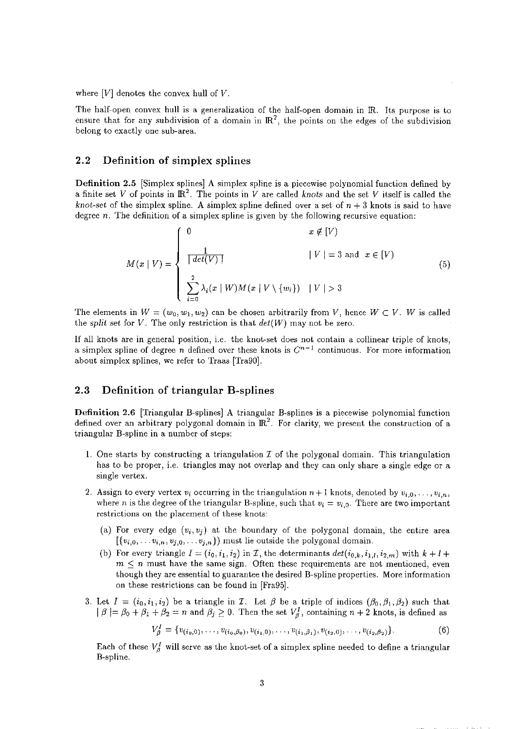where $[V]$ denotes the convex hull of $V$.

The half-open convex hull is a generalization of the half-open domain in $\mathbb{R}$. Its purpose is to ensure that for any subdivision of a domain in $\mathbb{R}^2$, the points on the edges of the subdivision belong to exactly one sub-area.

## 2.2 Definition of simplex splines

**Definition 2.5** [Simplex splines] A simplex spline is a piecewise polynomial function defined by a finite set $V$ of points in $\mathbb{R}^2$. The points in $V$ are called *knots* and the set $V$ itself is called the *knot-set* of the simplex spline. A simplex spline defined over a set of $n+3$ knots is said to have degree $n$. The definition of a simplex spline is given by the following recursive equation:

$$M(x \mid V) = \begin{cases} 0 & x \notin [V] \\ \dfrac{1}{\mid det(V) \mid} & \mid V \mid = 3 \text{ and } x \in [V] \\ \displaystyle\sum_{i=0}^{2} \lambda_i(x \mid W) M(x \mid V \setminus \{w_i\}) & \mid V \mid > 3 \end{cases} \tag{5}$$

The elements in $W = (w_0, w_1, w_2)$ can be chosen arbitrarily from $V$, hence $W \subset V$. $W$ is called the *split set* for $V$. The only restriction is that $det(W)$ may not be zero.

If all knots are in general position, i.e. the knot-set does not contain a collinear triple of knots, a simplex spline of degree $n$ defined over these knots is $C^{n-1}$ continuous. For more information about simplex splines, we refer to Traas [Tra90].

## 2.3 Definition of triangular B-splines

**Definition 2.6** [Triangular B-splines] A triangular B-splines is a piecewise polynomial function defined over an arbitrary polygonal domain in $\mathbb{R}^2$. For clarity, we present the construction of a triangular B-spline in a number of steps:

1. One starts by constructing a triangulation $\mathcal{I}$ of the polygonal domain. This triangulation has to be proper, i.e. triangles may not overlap and they can only share a single edge or a single vertex.
2. Assign to every vertex $v_i$ occurring in the triangulation $n+1$ knots, denoted by $v_{i,0}, \ldots, v_{i,n}$, where $n$ is the degree of the triangular B-spline, such that $v_i = v_{i,0}$. There are two important restrictions on the placement of these knots:
   (a) For every edge $(v_i, v_j)$ at the boundary of the polygonal domain, the entire area $[\{v_{i,0}, \ldots v_{i,n}, v_{j,0}, \ldots v_{j,n}\})$ must lie outside the polygonal domain.
   (b) For every triangle $I = (i_0, i_1, i_2)$ in $\mathcal{I}$, the determinants $det(i_{0,k}, i_{1,l}, i_{2,m})$ with $k+l+m \leq n$ must have the same sign. Often these requirements are not mentioned, even though they are essential to guarantee the desired B-spline properties. More information on these restrictions can be found in [Fra95].
3. Let $I = (i_0, i_1, i_2)$ be a triangle in $\mathcal{I}$. Let $\beta$ be a triple of indices $(\beta_0, \beta_1, \beta_2)$ such that $\mid \beta \mid = \beta_0 + \beta_1 + \beta_2 = n$ and $\beta_j \geq 0$. Then the set $V^I_\beta$, containing $n+2$ knots, is defined as

$$V^I_\beta = \{v_{(i_0,0)}, \ldots, v_{(i_0,\beta_0)}, v_{(i_1,0)}, \ldots, v_{(i_1,\beta_1)}, v_{(i_2,0)}, \ldots, v_{(i_2,\beta_2)}\}. \tag{6}$$

   Each of these $V^I_\beta$ will serve as the knot-set of a simplex spline needed to define a triangular B-spline.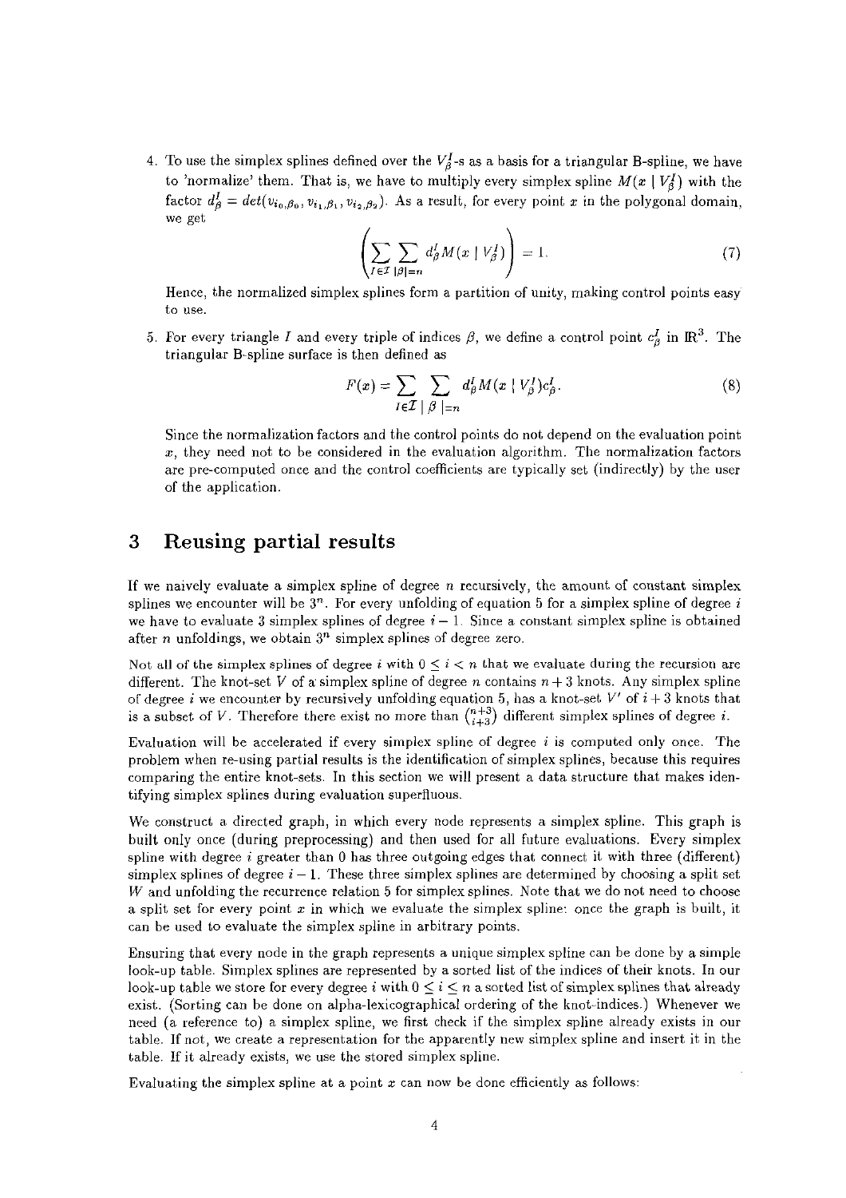4. To use the simplex splines defined over the $V_\beta^I$-s as a basis for a triangular B-spline, we have to 'normalize' them. That is, we have to multiply every simplex spline $M(x \mid V_\beta^I)$ with the factor $d_\beta^I = det(v_{i_0,\beta_0}, v_{i_1,\beta_1}, v_{i_2,\beta_2})$. As a result, for every point $x$ in the polygonal domain, we get

$$\left( \sum_{I \in \mathcal{I}} \sum_{|\beta|=n} d_\beta^I M(x \mid V_\beta^I) \right) = 1. \tag{7}$$

Hence, the normalized simplex splines form a partition of unity, making control points easy to use.

5. For every triangle $I$ and every triple of indices $\beta$, we define a control point $c_\beta^I$ in $\mathbb{R}^3$. The triangular B-spline surface is then defined as

$$F(x) = \sum_{I \in \mathcal{I}} \sum_{|\beta|=n} d_\beta^I M(x \mid V_\beta^I) c_\beta^I. \tag{8}$$

Since the normalization factors and the control points do not depend on the evaluation point $x$, they need not to be considered in the evaluation algorithm. The normalization factors are pre-computed once and the control coefficients are typically set (indirectly) by the user of the application.

# 3 Reusing partial results

If we naively evaluate a simplex spline of degree $n$ recursively, the amount of constant simplex splines we encounter will be $3^n$. For every unfolding of equation 5 for a simplex spline of degree $i$ we have to evaluate 3 simplex splines of degree $i-1$. Since a constant simplex spline is obtained after $n$ unfoldings, we obtain $3^n$ simplex splines of degree zero.

Not all of the simplex splines of degree $i$ with $0 \leq i < n$ that we evaluate during the recursion are different. The knot-set $V$ of a simplex spline of degree $n$ contains $n+3$ knots. Any simplex spline of degree $i$ we encounter by recursively unfolding equation 5, has a knot-set $V'$ of $i+3$ knots that is a subset of $V$. Therefore there exist no more than $\binom{n+3}{i+3}$ different simplex splines of degree $i$.

Evaluation will be accelerated if every simplex spline of degree $i$ is computed only once. The problem when re-using partial results is the identification of simplex splines, because this requires comparing the entire knot-sets. In this section we will present a data structure that makes identifying simplex splines during evaluation superfluous.

We construct a directed graph, in which every node represents a simplex spline. This graph is built only once (during preprocessing) and then used for all future evaluations. Every simplex spline with degree $i$ greater than 0 has three outgoing edges that connect it with three (different) simplex splines of degree $i-1$. These three simplex splines are determined by choosing a split set $W$ and unfolding the recurrence relation 5 for simplex splines. Note that we do not need to choose a split set for every point $x$ in which we evaluate the simplex spline: once the graph is built, it can be used to evaluate the simplex spline in arbitrary points.

Ensuring that every node in the graph represents a unique simplex spline can be done by a simple look-up table. Simplex splines are represented by a sorted list of the indices of their knots. In our look-up table we store for every degree $i$ with $0 \leq i \leq n$ a sorted list of simplex splines that already exist. (Sorting can be done on alpha-lexicographical ordering of the knot-indices.) Whenever we need (a reference to) a simplex spline, we first check if the simplex spline already exists in our table. If not, we create a representation for the apparently new simplex spline and insert it in the table. If it already exists, we use the stored simplex spline.

Evaluating the simplex spline at a point $x$ can now be done efficiently as follows: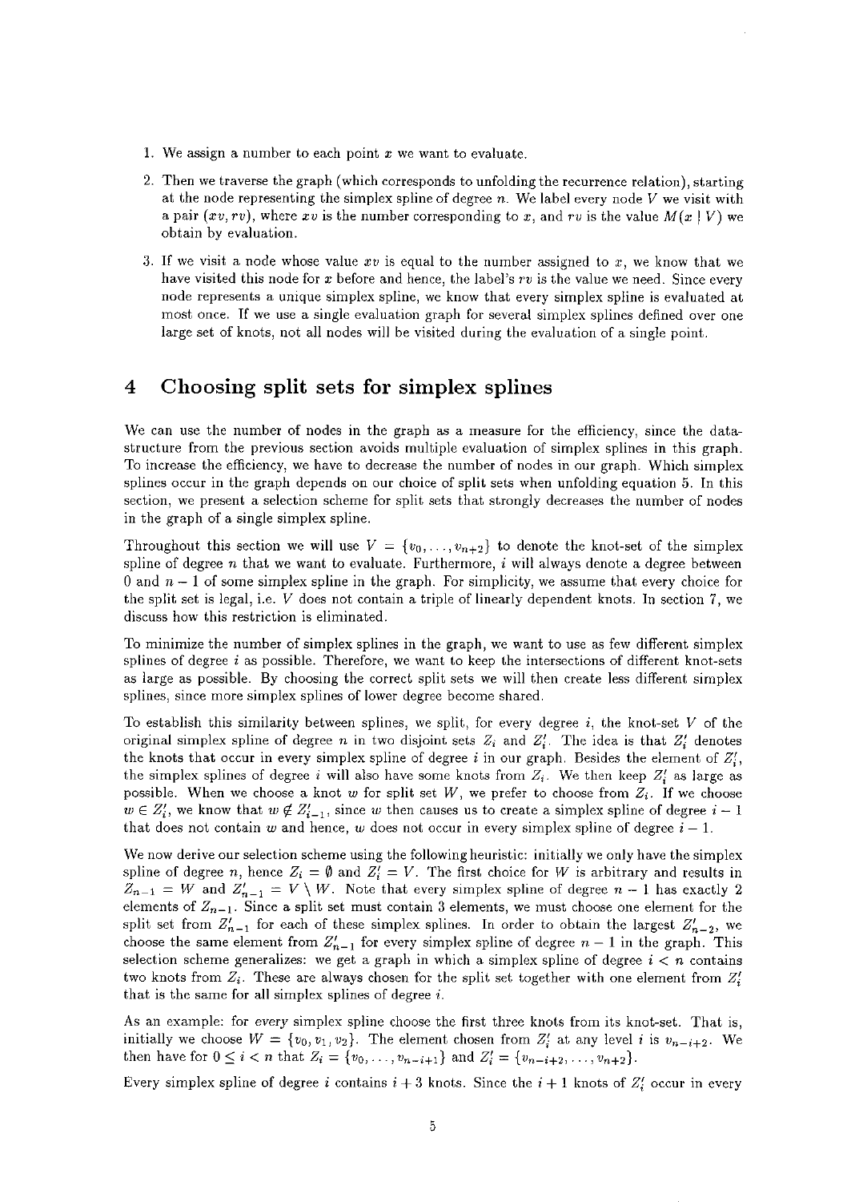1. We assign a number to each point $x$ we want to evaluate.
2. Then we traverse the graph (which corresponds to unfolding the recurrence relation), starting at the node representing the simplex spline of degree $n$. We label every node $V$ we visit with a pair $(xv, rv)$, where $xv$ is the number corresponding to $x$, and $rv$ is the value $M(x \mid V)$ we obtain by evaluation.
3. If we visit a node whose value $xv$ is equal to the number assigned to $x$, we know that we have visited this node for $x$ before and hence, the label's $rv$ is the value we need. Since every node represents a unique simplex spline, we know that every simplex spline is evaluated at most once. If we use a single evaluation graph for several simplex splines defined over one large set of knots, not all nodes will be visited during the evaluation of a single point.

# 4 Choosing split sets for simplex splines

We can use the number of nodes in the graph as a measure for the efficiency, since the data-structure from the previous section avoids multiple evaluation of simplex splines in this graph. To increase the efficiency, we have to decrease the number of nodes in our graph. Which simplex splines occur in the graph depends on our choice of split sets when unfolding equation 5. In this section, we present a selection scheme for split sets that strongly decreases the number of nodes in the graph of a single simplex spline.

Throughout this section we will use $V = \{v_0, \ldots, v_{n+2}\}$ to denote the knot-set of the simplex spline of degree $n$ that we want to evaluate. Furthermore, $i$ will always denote a degree between 0 and $n-1$ of some simplex spline in the graph. For simplicity, we assume that every choice for the split set is legal, i.e. $V$ does not contain a triple of linearly dependent knots. In section 7, we discuss how this restriction is eliminated.

To minimize the number of simplex splines in the graph, we want to use as few different simplex splines of degree $i$ as possible. Therefore, we want to keep the intersections of different knot-sets as large as possible. By choosing the correct split sets we will then create less different simplex splines, since more simplex splines of lower degree become shared.

To establish this similarity between splines, we split, for every degree $i$, the knot-set $V$ of the original simplex spline of degree $n$ in two disjoint sets $Z_i$ and $Z'_i$. The idea is that $Z'_i$ denotes the knots that occur in every simplex spline of degree $i$ in our graph. Besides the element of $Z'_i$, the simplex splines of degree $i$ will also have some knots from $Z_i$. We then keep $Z'_i$ as large as possible. When we choose a knot $w$ for split set $W$, we prefer to choose from $Z_i$. If we choose $w \in Z'_i$, we know that $w \notin Z'_{i-1}$, since $w$ then causes us to create a simplex spline of degree $i-1$ that does not contain $w$ and hence, $w$ does not occur in every simplex spline of degree $i-1$.

We now derive our selection scheme using the following heuristic: initially we only have the simplex spline of degree $n$, hence $Z_i = \emptyset$ and $Z'_i = V$. The first choice for $W$ is arbitrary and results in $Z_{n-1} = W$ and $Z'_{n-1} = V \setminus W$. Note that every simplex spline of degree $n-1$ has exactly 2 elements of $Z_{n-1}$. Since a split set must contain 3 elements, we must choose one element for the split set from $Z'_{n-1}$ for each of these simplex splines. In order to obtain the largest $Z'_{n-2}$, we choose the same element from $Z'_{n-1}$ for every simplex spline of degree $n-1$ in the graph. This selection scheme generalizes: we get a graph in which a simplex spline of degree $i < n$ contains two knots from $Z_i$. These are always chosen for the split set together with one element from $Z'_i$ that is the same for all simplex splines of degree $i$.

As an example: for *every* simplex spline choose the first three knots from its knot-set. That is, initially we choose $W = \{v_0, v_1, v_2\}$. The element chosen from $Z'_i$ at any level $i$ is $v_{n-i+2}$. We then have for $0 \leq i < n$ that $Z_i = \{v_0, \ldots, v_{n-i+1}\}$ and $Z'_i = \{v_{n-i+2}, \ldots, v_{n+2}\}$.

Every simplex spline of degree $i$ contains $i+3$ knots. Since the $i+1$ knots of $Z'_i$ occur in every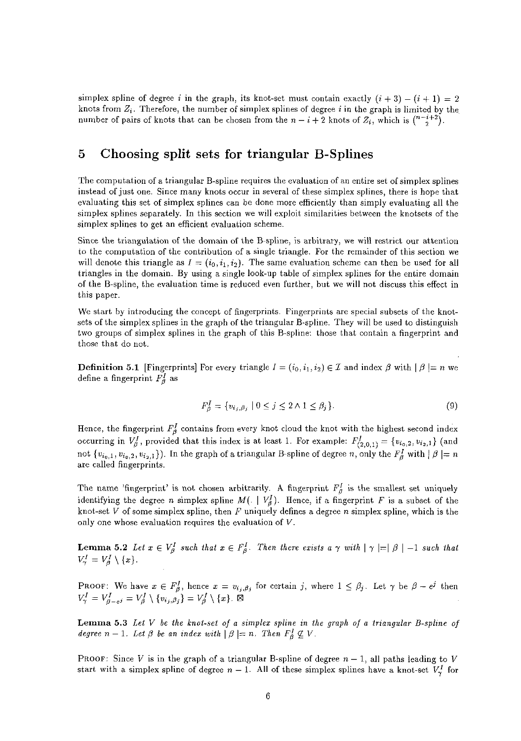simplex spline of degree $i$ in the graph, its knot-set must contain exactly $(i+3)-(i+1)=2$ knots from $Z_i$. Therefore, the number of simplex splines of degree $i$ in the graph is limited by the number of pairs of knots that can be chosen from the $n-i+2$ knots of $Z_i$, which is $\binom{n-i+2}{2}$.

# 5 Choosing split sets for triangular B-Splines

The computation of a triangular B-spline requires the evaluation of an entire set of simplex splines instead of just one. Since many knots occur in several of these simplex splines, there is hope that evaluating this set of simplex splines can be done more efficiently than simply evaluating all the simplex splines separately. In this section we will exploit similarities between the knotsets of the simplex splines to get an efficient evaluation scheme.

Since the triangulation of the domain of the B-spline, is arbitrary, we will restrict our attention to the computation of the contribution of a single triangle. For the remainder of this section we will denote this triangle as $I=(i_0,i_1,i_2)$. The same evaluation scheme can then be used for all triangles in the domain. By using a single look-up table of simplex splines for the entire domain of the B-spline, the evaluation time is reduced even further, but we will not discuss this effect in this paper.

We start by introducing the concept of fingerprints. Fingerprints are special subsets of the knot-sets of the simplex splines in the graph of the triangular B-spline. They will be used to distinguish two groups of simplex splines in the graph of this B-spline: those that contain a fingerprint and those that do not.

**Definition 5.1** [Fingerprints] For every triangle $I=(i_0,i_1,i_2)\in\mathcal{I}$ and index $\beta$ with $|\beta|=n$ we define a fingerprint $F^I_\beta$ as

$$F^I_\beta=\{v_{i_j,\beta_j}\mid 0\le j\le 2\wedge 1\le\beta_j\}. \tag{9}$$

Hence, the fingerprint $F^I_\beta$ contains from every knot cloud the knot with the highest second index occurring in $V^I_\beta$, provided that this index is at least 1. For example: $F^I_{(2,0,1)}=\{v_{i_0,2},v_{i_2,1}\}$ (and not $\{v_{i_0,1},v_{i_0,2},v_{i_2,1}\}$). In the graph of a triangular B-spline of degree $n$, only the $F^I_\beta$ with $|\beta|=n$ are called fingerprints.

The name 'fingerprint' is not chosen arbitrarily. A fingerprint $F^I_\beta$ is the smallest set uniquely identifying the degree $n$ simplex spline $M(.\mid V^I_\beta)$. Hence, if a fingerprint $F$ is a subset of the knot-set $V$ of some simplex spline, then $F$ uniquely defines a degree $n$ simplex spline, which is the only one whose evaluation requires the evaluation of $V$.

**Lemma 5.2** *Let $x\in V^I_\beta$ such that $x\in F^I_\beta$. Then there exists a $\gamma$ with $|\gamma|=|\beta|-1$ such that $V^I_\gamma=V^I_\beta\setminus\{x\}$.*

PROOF: We have $x\in F^I_\beta$, hence $x=v_{i_j,\beta_j}$ for certain $j$, where $1\le\beta_j$. Let $\gamma$ be $\beta-e^j$ then $V^I_\gamma=V^I_{\beta-e^j}=V^I_\beta\setminus\{v_{i_j,\beta_j}\}=V^I_\beta\setminus\{x\}$. ⊠

**Lemma 5.3** *Let $V$ be the knot-set of a simplex spline in the graph of a triangular B-spline of degree $n-1$. Let $\beta$ be an index with $|\beta|=n$. Then $F^I_\beta\not\subseteq V$.*

PROOF: Since $V$ is in the graph of a triangular B-spline of degree $n-1$, all paths leading to $V$ start with a simplex spline of degree $n-1$. All of these simplex splines have a knot-set $V^I_\gamma$ for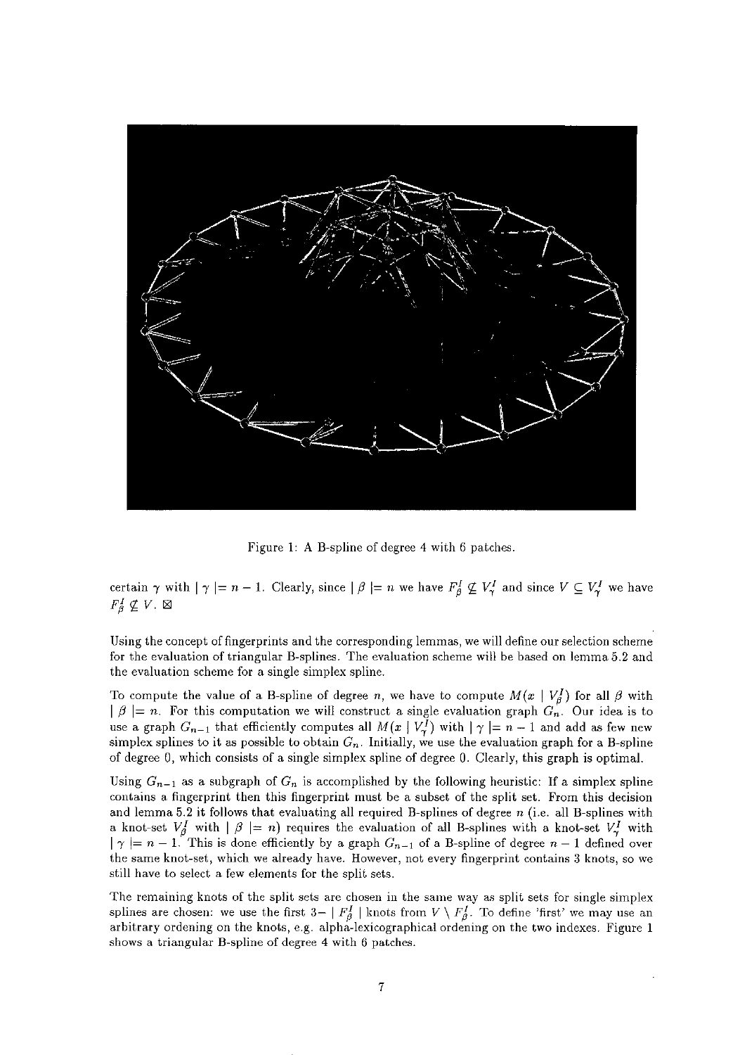Figure 1: A B-spline of degree 4 with 6 patches.

certain $\gamma$ with $|\gamma| = n-1$. Clearly, since $|\beta| = n$ we have $F^I_\beta \not\subseteq V^I_\gamma$ and since $V \subseteq V^I_\gamma$ we have $F^I_\beta \not\subseteq V$. $\boxtimes$

Using the concept of fingerprints and the corresponding lemmas, we will define our selection scheme for the evaluation of triangular B-splines. The evaluation scheme will be based on lemma 5.2 and the evaluation scheme for a single simplex spline.

To compute the value of a B-spline of degree $n$, we have to compute $M(x \mid V^I_\beta)$ for all $\beta$ with $|\beta| = n$. For this computation we will construct a single evaluation graph $G_n$. Our idea is to use a graph $G_{n-1}$ that efficiently computes all $M(x \mid V^I_\gamma)$ with $|\gamma| = n-1$ and add as few new simplex splines to it as possible to obtain $G_n$. Initially, we use the evaluation graph for a B-spline of degree 0, which consists of a single simplex spline of degree 0. Clearly, this graph is optimal.

Using $G_{n-1}$ as a subgraph of $G_n$ is accomplished by the following heuristic: If a simplex spline contains a fingerprint then this fingerprint must be a subset of the split set. From this decision and lemma 5.2 it follows that evaluating all required B-splines of degree $n$ (i.e. all B-splines with a knot-set $V^I_\beta$ with $|\beta| = n$) requires the evaluation of all B-splines with a knot-set $V^I_\gamma$ with $|\gamma| = n-1$. This is done efficiently by a graph $G_{n-1}$ of a B-spline of degree $n-1$ defined over the same knot-set, which we already have. However, not every fingerprint contains 3 knots, so we still have to select a few elements for the split sets.

The remaining knots of the split sets are chosen in the same way as split sets for single simplex splines are chosen: we use the first $3 - |F^I_\beta|$ knots from $V \setminus F^I_\beta$. To define 'first' we may use an arbitrary ordering on the knots, e.g. alpha-lexicographical ordering on the two indexes. Figure 1 shows a triangular B-spline of degree 4 with 6 patches.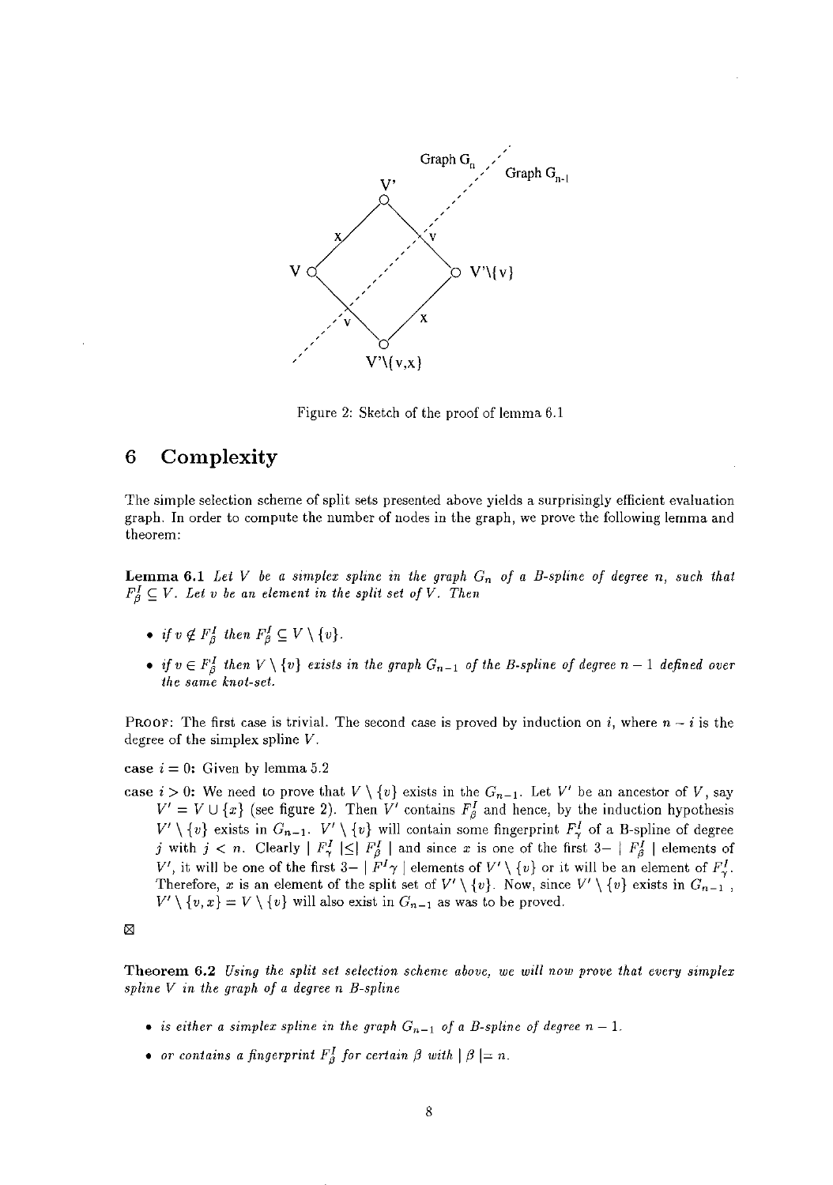Figure 2: Sketch of the proof of lemma 6.1

# 6 Complexity

The simple selection scheme of split sets presented above yields a surprisingly efficient evaluation graph. In order to compute the number of nodes in the graph, we prove the following lemma and theorem:

**Lemma 6.1** *Let $V$ be a simplex spline in the graph $G_n$ of a B-spline of degree $n$, such that $F^I_\beta \subseteq V$. Let $v$ be an element in the split set of $V$. Then*

- *if $v \notin F^I_\beta$ then $F^I_\beta \subseteq V \setminus \{v\}$.*
- *if $v \in F^I_\beta$ then $V \setminus \{v\}$ exists in the graph $G_{n-1}$ of the B-spline of degree $n-1$ defined over the same knot-set.*

PROOF: The first case is trivial. The second case is proved by induction on $i$, where $n-i$ is the degree of the simplex spline $V$.

**case $i = 0$:** Given by lemma 5.2

**case $i > 0$:** We need to prove that $V \setminus \{v\}$ exists in the $G_{n-1}$. Let $V'$ be an ancestor of $V$, say $V' = V \cup \{x\}$ (see figure 2). Then $V'$ contains $F^I_\beta$ and hence, by the induction hypothesis $V' \setminus \{v\}$ exists in $G_{n-1}$. $V' \setminus \{v\}$ will contain some fingerprint $F^I_\gamma$ of a B-spline of degree $j$ with $j < n$. Clearly $| F^I_\gamma | \leq | F^I_\beta |$ and since $x$ is one of the first $3- | F^I_\beta |$ elements of $V'$, it will be one of the first $3- | F^I\gamma |$ elements of $V' \setminus \{v\}$ or it will be an element of $F^I_\gamma$. Therefore, $x$ is an element of the split set of $V' \setminus \{v\}$. Now, since $V' \setminus \{v\}$ exists in $G_{n-1}$, $V' \setminus \{v, x\} = V \setminus \{v\}$ will also exist in $G_{n-1}$ as was to be proved.

⊠

**Theorem 6.2** *Using the split set selection scheme above, we will now prove that every simplex spline $V$ in the graph of a degree $n$ B-spline*

- *is either a simplex spline in the graph $G_{n-1}$ of a B-spline of degree $n-1$.*
- *or contains a fingerprint $F^I_\beta$ for certain $\beta$ with $| \beta | = n$.*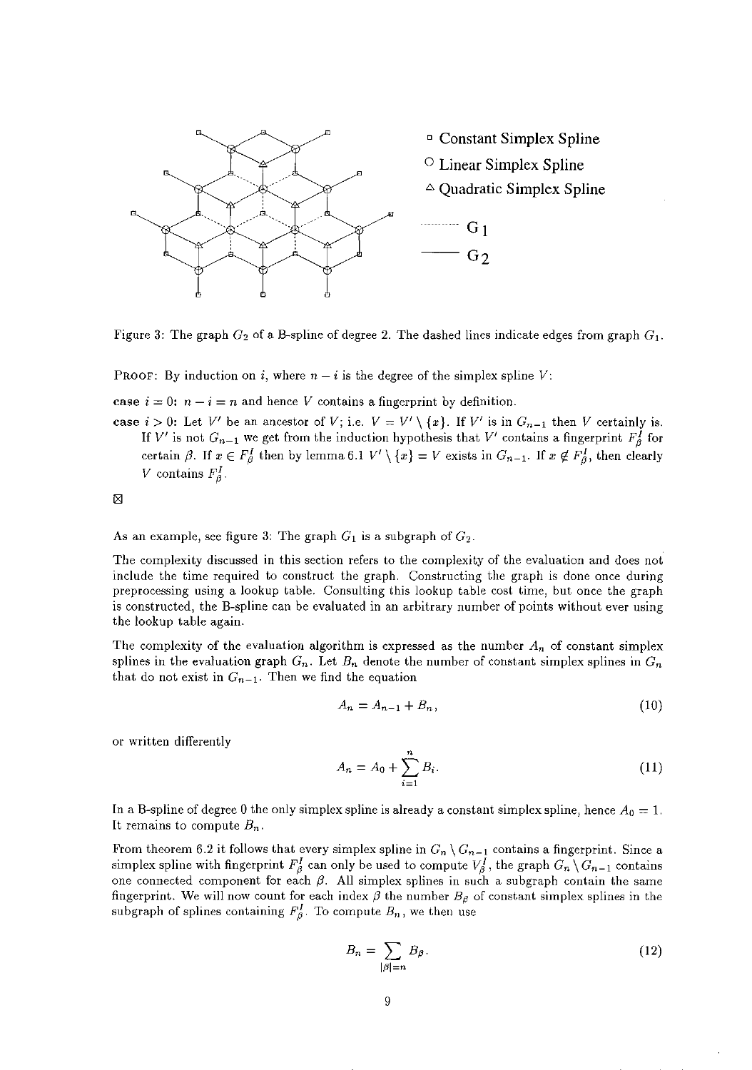Figure 3: The graph $G_2$ of a B-spline of degree 2. The dashed lines indicate edges from graph $G_1$.

PROOF: By induction on $i$, where $n - i$ is the degree of the simplex spline $V$:

**case** $i = 0$: $n - i = n$ and hence $V$ contains a fingerprint by definition.

**case** $i > 0$: Let $V'$ be an ancestor of $V$; i.e. $V = V' \setminus \{x\}$. If $V'$ is in $G_{n-1}$ then $V$ certainly is. If $V'$ is not $G_{n-1}$ we get from the induction hypothesis that $V'$ contains a fingerprint $F^I_\beta$ for certain $\beta$. If $x \in F^I_\beta$ then by lemma 6.1 $V' \setminus \{x\} = V$ exists in $G_{n-1}$. If $x \notin F^I_\beta$, then clearly $V$ contains $F^I_\beta$.

⊠

As an example, see figure 3: The graph $G_1$ is a subgraph of $G_2$.

The complexity discussed in this section refers to the complexity of the evaluation and does not include the time required to construct the graph. Constructing the graph is done once during preprocessing using a lookup table. Consulting this lookup table cost time, but once the graph is constructed, the B-spline can be evaluated in an arbitrary number of points without ever using the lookup table again.

The complexity of the evaluation algorithm is expressed as the number $A_n$ of constant simplex splines in the evaluation graph $G_n$. Let $B_n$ denote the number of constant simplex splines in $G_n$ that do not exist in $G_{n-1}$. Then we find the equation

$$A_n = A_{n-1} + B_n, \tag{10}$$

or written differently

$$A_n = A_0 + \sum_{i=1}^{n} B_i. \tag{11}$$

In a B-spline of degree 0 the only simplex spline is already a constant simplex spline, hence $A_0 = 1$. It remains to compute $B_n$.

From theorem 6.2 it follows that every simplex spline in $G_n \setminus G_{n-1}$ contains a fingerprint. Since a simplex spline with fingerprint $F^I_\beta$ can only be used to compute $V^I_\beta$, the graph $G_n \setminus G_{n-1}$ contains one connected component for each $\beta$. All simplex splines in such a subgraph contain the same fingerprint. We will now count for each index $\beta$ the number $B_\beta$ of constant simplex splines in the subgraph of splines containing $F^I_\beta$. To compute $B_n$, we then use

$$B_n = \sum_{|\beta|=n} B_\beta. \tag{12}$$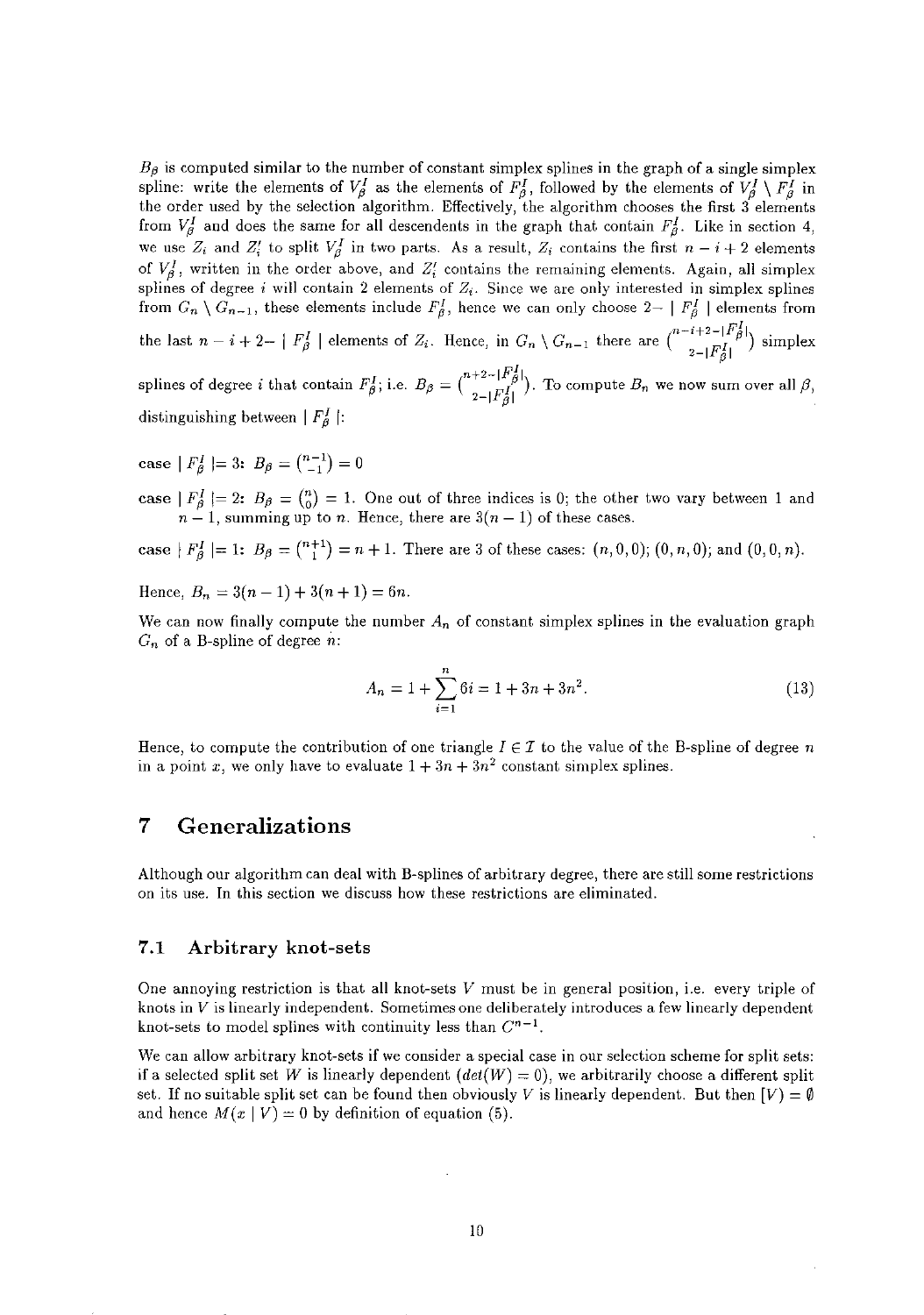$B_\beta$ is computed similar to the number of constant simplex splines in the graph of a single simplex spline: write the elements of $V^I_\beta$ as the elements of $F^I_\beta$, followed by the elements of $V^I_\beta \setminus F^I_\beta$ in the order used by the selection algorithm. Effectively, the algorithm chooses the first 3 elements from $V^I_\beta$ and does the same for all descendents in the graph that contain $F^I_\beta$. Like in section 4, we use $Z_i$ and $Z'_i$ to split $V^I_\beta$ in two parts. As a result, $Z_i$ contains the first $n-i+2$ elements of $V^I_\beta$, written in the order above, and $Z'_i$ contains the remaining elements. Again, all simplex splines of degree $i$ will contain 2 elements of $Z_i$. Since we are only interested in simplex splines from $G_n \setminus G_{n-1}$, these elements include $F^I_\beta$, hence we can only choose $2-\mid F^I_\beta \mid$ elements from the last $n-i+2-\mid F^I_\beta \mid$ elements of $Z_i$. Hence, in $G_n \setminus G_{n-1}$ there are $\binom{n-i+2-|F^I_\beta|}{2-|F^I_\beta|}$ simplex splines of degree $i$ that contain $F^I_\beta$; i.e. $B_\beta = \binom{n+2-|F^I_\beta|}{2-|F^I_\beta|}$. To compute $B_n$ we now sum over all $\beta$, distinguishing between $\mid F^I_\beta \mid$:

case $\mid F^I_\beta \mid = 3$: $B_\beta = \binom{n-1}{-1} = 0$

case $\mid F^I_\beta \mid = 2$: $B_\beta = \binom{n}{0} = 1$. One out of three indices is 0; the other two vary between 1 and $n-1$, summing up to $n$. Hence, there are $3(n-1)$ of these cases.

case $\mid F^I_\beta \mid = 1$: $B_\beta = \binom{n+1}{1} = n+1$. There are 3 of these cases: $(n,0,0)$; $(0,n,0)$; and $(0,0,n)$.

Hence, $B_n = 3(n-1) + 3(n+1) = 6n$.

We can now finally compute the number $A_n$ of constant simplex splines in the evaluation graph $G_n$ of a B-spline of degree $n$:

$$A_n = 1 + \sum_{i=1}^{n} 6i = 1 + 3n + 3n^2. \tag{13}$$

Hence, to compute the contribution of one triangle $I \in \mathcal{I}$ to the value of the B-spline of degree $n$ in a point $x$, we only have to evaluate $1 + 3n + 3n^2$ constant simplex splines.

# 7 Generalizations

Although our algorithm can deal with B-splines of arbitrary degree, there are still some restrictions on its use. In this section we discuss how these restrictions are eliminated.

## 7.1 Arbitrary knot-sets

One annoying restriction is that all knot-sets $V$ must be in general position, i.e. every triple of knots in $V$ is linearly independent. Sometimes one deliberately introduces a few linearly dependent knot-sets to model splines with continuity less than $C^{n-1}$.

We can allow arbitrary knot-sets if we consider a special case in our selection scheme for split sets: if a selected split set $W$ is linearly dependent ($det(W) = 0$), we arbitrarily choose a different split set. If no suitable split set can be found then obviously $V$ is linearly dependent. But then $[V] = \emptyset$ and hence $M(x \mid V) = 0$ by definition of equation (5).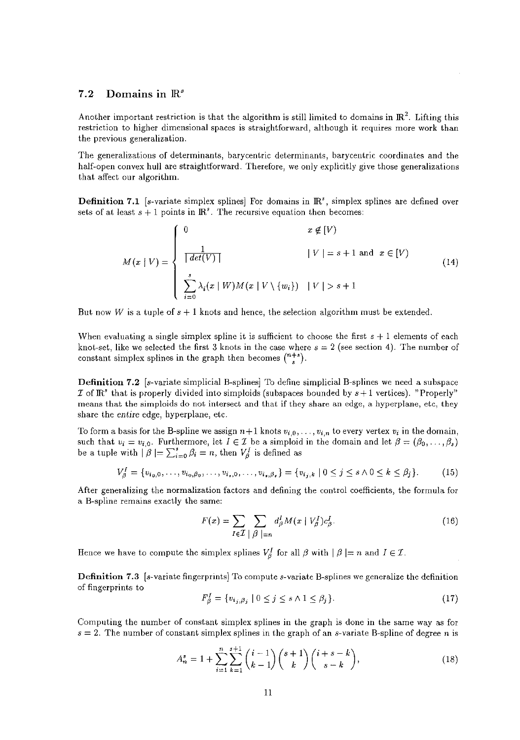## 7.2 Domains in $\mathbb{R}^s$

Another important restriction is that the algorithm is still limited to domains in $\mathbb{R}^2$. Lifting this restriction to higher dimensional spaces is straightforward, although it requires more work than the previous generalization.

The generalizations of determinants, barycentric determinants, barycentric coordinates and the half-open convex hull are straightforward. Therefore, we only explicitly give those generalizations that affect our algorithm.

**Definition 7.1** [$s$-variate simplex splines] For domains in $\mathbb{R}^s$, simplex splines are defined over sets of at least $s+1$ points in $\mathbb{R}^s$. The recursive equation then becomes:

$$M(x \mid V) = \begin{cases} 0 & x \notin [V) \\ \dfrac{1}{\mid det(V) \mid} & \mid V \mid = s+1 \text{ and } x \in [V) \\ \displaystyle\sum_{i=0}^{s} \lambda_i(x \mid W) M(x \mid V \setminus \{w_i\}) & \mid V \mid > s+1 \end{cases} \tag{14}$$

But now $W$ is a tuple of $s+1$ knots and hence, the selection algorithm must be extended.

When evaluating a single simplex spline it is sufficient to choose the first $s+1$ elements of each knot-set, like we selected the first 3 knots in the case where $s=2$ (see section 4). The number of constant simplex splines in the graph then becomes $\binom{n+s}{s}$.

**Definition 7.2** [$s$-variate simplicial B-splines] To define simplicial B-splines we need a subspace $\mathcal{I}$ of $\mathbb{R}^s$ that is properly divided into simploids (subspaces bounded by $s+1$ vertices). "Properly" means that the simploids do not intersect and that if they share an edge, a hyperplane, etc, they share the *entire* edge, hyperplane, etc.

To form a basis for the B-spline we assign $n+1$ knots $v_{i,0}, \ldots, v_{i,n}$ to every vertex $v_i$ in the domain, such that $v_i = v_{i,0}$. Furthermore, let $I \in \mathcal{I}$ be a simploid in the domain and let $\beta = (\beta_0, \ldots, \beta_s)$ be a tuple with $\mid \beta \mid = \sum_{i=0}^{s} \beta_i = n$, then $V_\beta^I$ is defined as

$$V_\beta^I = \{v_{i_0,0}, \ldots, v_{i_0,\beta_0}, \ldots, v_{i_s,0}, \ldots, v_{i_s,\beta_s}\} = \{v_{i_j,k} \mid 0 \le j \le s \wedge 0 \le k \le \beta_j\}. \tag{15}$$

After generalizing the normalization factors and defining the control coefficients, the formula for a B-spline remains exactly the same:

$$F(x) = \sum_{I \in \mathcal{I}} \sum_{\mid \beta \mid = n} d_\beta^I M(x \mid V_\beta^I) c_\beta^I. \tag{16}$$

Hence we have to compute the simplex splines $V_\beta^I$ for all $\beta$ with $\mid \beta \mid = n$ and $I \in \mathcal{I}$.

**Definition 7.3** [$s$-variate fingerprints] To compute $s$-variate B-splines we generalize the definition of fingerprints to

$$F_\beta^I = \{v_{i_j,\beta_j} \mid 0 \le j \le s \wedge 1 \le \beta_j\}. \tag{17}$$

Computing the number of constant simplex splines in the graph is done in the same way as for $s=2$. The number of constant simplex splines in the graph of an $s$-variate B-spline of degree $n$ is

$$A_n^s = 1 + \sum_{i=1}^{n} \sum_{k=1}^{s+1} \binom{i-1}{k-1} \binom{s+1}{k} \binom{i+s-k}{s-k}, \tag{18}$$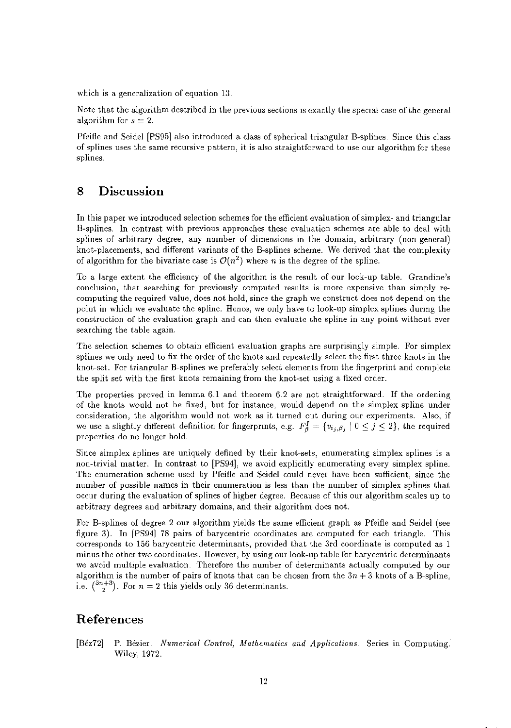which is a generalization of equation 13.

Note that the algorithm described in the previous sections is exactly the special case of the general algorithm for $s = 2$.

Pfeifle and Seidel [PS95] also introduced a class of spherical triangular B-splines. Since this class of splines uses the same recursive pattern, it is also straightforward to use our algorithm for these splines.

# 8 Discussion

In this paper we introduced selection schemes for the efficient evaluation of simplex- and triangular B-splines. In contrast with previous approaches these evaluation schemes are able to deal with splines of arbitrary degree, any number of dimensions in the domain, arbitrary (non-general) knot-placements, and different variants of the B-splines scheme. We derived that the complexity of algorithm for the bivariate case is $\mathcal{O}(n^2)$ where $n$ is the degree of the spline.

To a large extent the efficiency of the algorithm is the result of our look-up table. Grandine's conclusion, that searching for previously computed results is more expensive than simply recomputing the required value, does not hold, since the graph we construct does not depend on the point in which we evaluate the spline. Hence, we only have to look-up simplex splines during the construction of the evaluation graph and can then evaluate the spline in any point without ever searching the table again.

The selection schemes to obtain efficient evaluation graphs are surprisingly simple. For simplex splines we only need to fix the order of the knots and repeatedly select the first three knots in the knot-set. For triangular B-splines we preferably select elements from the fingerprint and complete the split set with the first knots remaining from the knot-set using a fixed order.

The properties proved in lemma 6.1 and theorem 6.2 are not straightforward. If the ordening of the knots would not be fixed, but for instance, would depend on the simplex spline under consideration, the algorithm would not work as it turned out during our experiments. Also, if we use a slightly different definition for fingerprints, e.g. $F_{\beta}^{I} = \{v_{i_j,\beta_j} \mid 0 \leq j \leq 2\}$, the required properties do no longer hold.

Since simplex splines are uniquely defined by their knot-sets, enumerating simplex splines is a non-trivial matter. In contrast to [PS94], we avoid explicitly enumerating every simplex spline. The enumeration scheme used by Pfeifle and Seidel could never have been sufficient, since the number of possible names in their enumeration is less than the number of simplex splines that occur during the evaluation of splines of higher degree. Because of this our algorithm scales up to arbitrary degrees and arbitrary domains, and their algorithm does not.

For B-splines of degree 2 our algorithm yields the same efficient graph as Pfeifle and Seidel (see figure 3). In [PS94] 78 pairs of barycentric coordinates are computed for each triangle. This corresponds to 156 barycentric determinants, provided that the 3rd coordinate is computed as 1 minus the other two coordinates. However, by using our look-up table for barycentric determinants we avoid multiple evaluation. Therefore the number of determinants actually computed by our algorithm is the number of pairs of knots that can be chosen from the $3n + 3$ knots of a B-spline, i.e. $\binom{3n+3}{2}$. For $n = 2$ this yields only 36 determinants.

# References

[Béz72] P. Bézier. *Numerical Control, Mathematics and Applications*. Series in Computing. Wiley, 1972.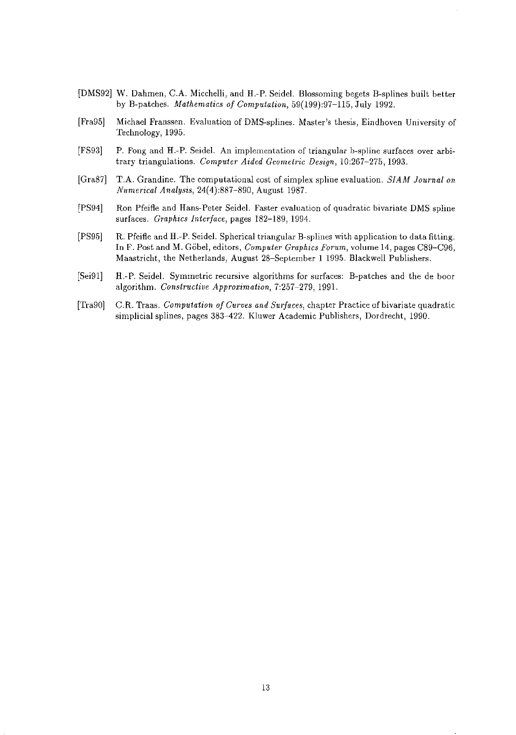[DMS92] W. Dahmen, C.A. Micchelli, and H.-P. Seidel. Blossoming begets B-splines built better by B-patches. *Mathematics of Computation*, 59(199):97–115, July 1992.

[Fra95] Michael Franssen. Evaluation of DMS-splines. Master's thesis, Eindhoven University of Technology, 1995.

[FS93] P. Fong and H.-P. Seidel. An implementation of triangular b-spline surfaces over arbitrary triangulations. *Computer Aided Geometric Design*, 10:267–275, 1993.

[Gra87] T.A. Grandine. The computational cost of simplex spline evaluation. *SIAM Journal on Numerical Analysis*, 24(4):887–890, August 1987.

[PS94] Ron Pfeifle and Hans-Peter Seidel. Faster evaluation of quadratic bivariate DMS spline surfaces. *Graphics Interface*, pages 182–189, 1994.

[PS95] R. Pfeifle and H.-P. Seidel. Spherical triangular B-splines with application to data fitting. In F. Post and M. Göbel, editors, *Computer Graphics Forum*, volume 14, pages C89–C96, Maastricht, the Netherlands, August 28–September 1 1995. Blackwell Publishers.

[Sei91] H.-P. Seidel. Symmetric recursive algorithms for surfaces: B-patches and the de boor algorithm. *Constructive Approximation*, 7:257–279, 1991.

[Tra90] C.R. Traas. *Computation of Curves and Surfaces*, chapter Practice of bivariate quadratic simplicial splines, pages 383–422. Kluwer Academic Publishers, Dordrecht, 1990.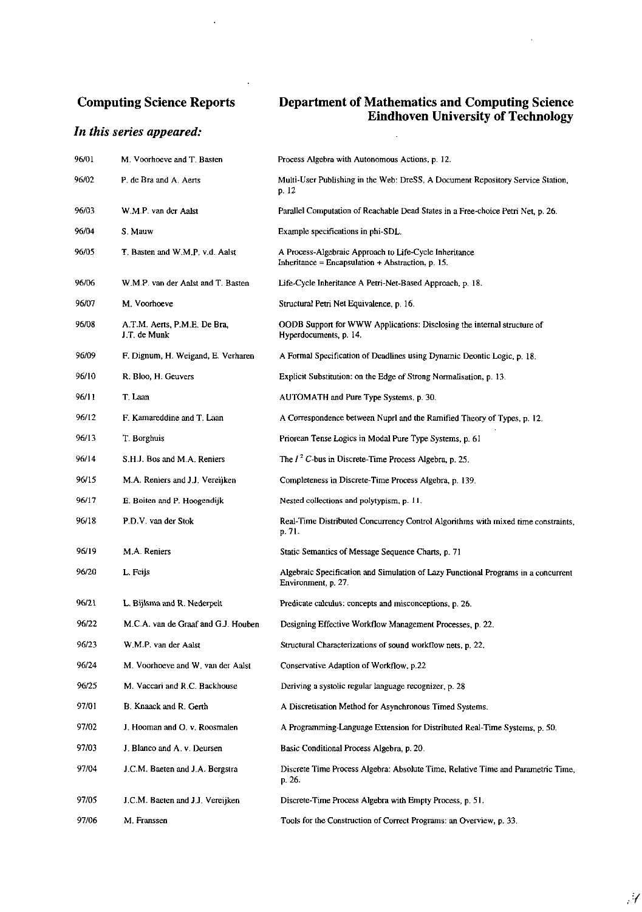**Computing Science Reports**

**Department of Mathematics and Computing Science**
**Eindhoven University of Technology**

***In this series appeared:***

| | | |
|---|---|---|
| 96/01 | M. Voorhoeve and T. Basten | Process Algebra with Autonomous Actions, p. 12. |
| 96/02 | P. de Bra and A. Aerts | Multi-User Publishing in the Web: DreSS, A Document Repository Service Station, p. 12 |
| 96/03 | W.M.P. van der Aalst | Parallel Computation of Reachable Dead States in a Free-choice Petri Net, p. 26. |
| 96/04 | S. Mauw | Example specifications in phi-SDL. |
| 96/05 | T. Basten and W.M.P. v.d. Aalst | A Process-Algebraic Approach to Life-Cycle Inheritance Inheritance = Encapsulation + Abstraction, p. 15. |
| 96/06 | W.M.P. van der Aalst and T. Basten | Life-Cycle Inheritance A Petri-Net-Based Approach, p. 18. |
| 96/07 | M. Voorhoeve | Structural Petri Net Equivalence, p. 16. |
| 96/08 | A.T.M. Aerts, P.M.E. De Bra, J.T. de Munk | OODB Support for WWW Applications: Disclosing the internal structure of Hyperdocuments, p. 14. |
| 96/09 | F. Dignum, H. Weigand, E. Verharen | A Formal Specification of Deadlines using Dynamic Deontic Logic, p. 18. |
| 96/10 | R. Bloo, H. Geuvers | Explicit Substitution: on the Edge of Strong Normalisation, p. 13. |
| 96/11 | T. Laan | AUTOMATH and Pure Type Systems, p. 30. |
| 96/12 | F. Kamareddine and T. Laan | A Correspondence between Nuprl and the Ramified Theory of Types, p. 12. |
| 96/13 | T. Borghuis | Priorean Tense Logics in Modal Pure Type Systems, p. 61 |
| 96/14 | S.H.J. Bos and M.A. Reniers | The $I^2C$-bus in Discrete-Time Process Algebra, p. 25. |
| 96/15 | M.A. Reniers and J.J. Vereijken | Completeness in Discrete-Time Process Algebra, p. 139. |
| 96/17 | E. Boiten and P. Hoogendijk | Nested collections and polytypism, p. 11. |
| 96/18 | P.D.V. van der Stok | Real-Time Distributed Concurrency Control Algorithms with mixed time constraints, p. 71. |
| 96/19 | M.A. Reniers | Static Semantics of Message Sequence Charts, p. 71 |
| 96/20 | L. Feijs | Algebraic Specification and Simulation of Lazy Functional Programs in a concurrent Environment, p. 27. |
| 96/21 | L. Bijlsma and R. Nederpelt | Predicate calculus: concepts and misconceptions, p. 26. |
| 96/22 | M.C.A. van de Graaf and G.J. Houben | Designing Effective Workflow Management Processes, p. 22. |
| 96/23 | W.M.P. van der Aalst | Structural Characterizations of sound workflow nets, p. 22. |
| 96/24 | M. Voorhoeve and W. van der Aalst | Conservative Adaption of Workflow, p.22 |
| 96/25 | M. Vaccari and R.C. Backhouse | Deriving a systolic regular language recognizer, p. 28 |
| 97/01 | B. Knaack and R. Gerth | A Discretisation Method for Asynchronous Timed Systems. |
| 97/02 | J. Hooman and O. v. Roosmalen | A Programming-Language Extension for Distributed Real-Time Systems, p. 50. |
| 97/03 | J. Blanco and A. v. Deursen | Basic Conditional Process Algebra, p. 20. |
| 97/04 | J.C.M. Baeten and J.A. Bergstra | Discrete Time Process Algebra: Absolute Time, Relative Time and Parametric Time, p. 26. |
| 97/05 | J.C.M. Baeten and J.J. Vereijken | Discrete-Time Process Algebra with Empty Process, p. 51. |
| 97/06 | M. Franssen | Tools for the Construction of Correct Programs: an Overview, p. 33. |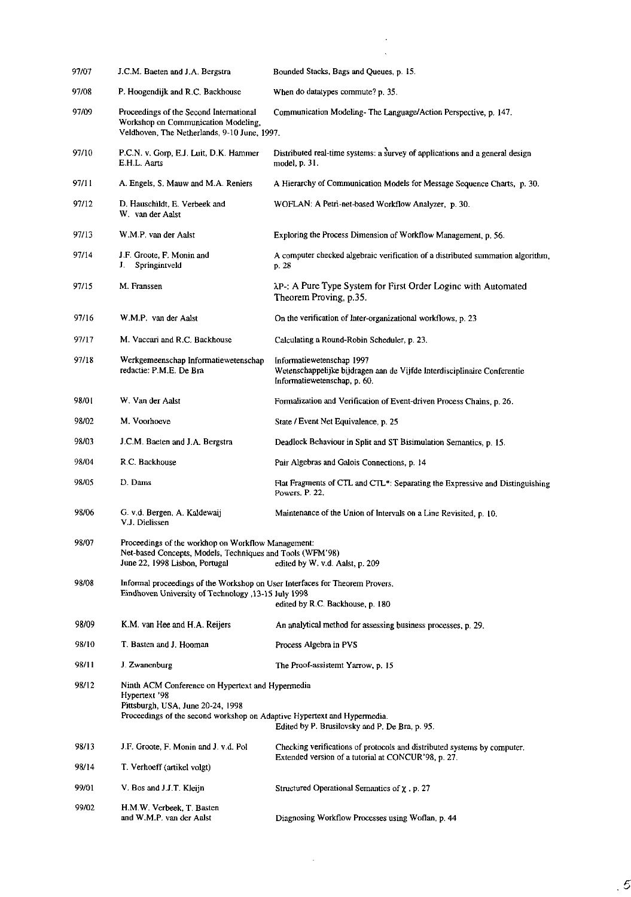| | | |
|---|---|---|
| 97/07 | J.C.M. Baeten and J.A. Bergstra | Bounded Stacks, Bags and Queues, p. 15. |
| 97/08 | P. Hoogendijk and R.C. Backhouse | When do datatypes commute? p. 35. |
| 97/09 | Proceedings of the Second International Workshop on Communication Modeling, Veldhoven, The Netherlands, 9-10 June, 1997. | Communication Modeling- The Language/Action Perspective, p. 147. |
| 97/10 | P.C.N. v. Gorp, E.J. Luit, D.K. Hammer E.H.L. Aarts | Distributed real-time systems: a survey of applications and a general design model, p. 31. |
| 97/11 | A. Engels, S. Mauw and M.A. Reniers | A Hierarchy of Communication Models for Message Sequence Charts, p. 30. |
| 97/12 | D. Hauschildt, E. Verbeek and W. van der Aalst | WOFLAN: A Petri-net-based Workflow Analyzer, p. 30. |
| 97/13 | W.M.P. van der Aalst | Exploring the Process Dimension of Workflow Management, p. 56. |
| 97/14 | J.F. Groote, F. Monin and J. Springintveld | A computer checked algebraic verification of a distributed summation algorithm, p. 28 |
| 97/15 | M. Franssen | λP-: A Pure Type System for First Order Loginc with Automated Theorem Proving, p.35. |
| 97/16 | W.M.P. van der Aalst | On the verification of Inter-organizational workflows, p. 23 |
| 97/17 | M. Vaccari and R.C. Backhouse | Calculating a Round-Robin Scheduler, p. 23. |
| 97/18 | Werkgemeenschap Informatiewetenschap redactie: P.M.E. De Bra | Informatiewetenschap 1997 Wetenschappelijke bijdragen aan de Vijfde Interdisciplinaire Conferentie Informatiewetenschap, p. 60. |
| 98/01 | W. Van der Aalst | Formalization and Verification of Event-driven Process Chains, p. 26. |
| 98/02 | M. Voorhoeve | State / Event Net Equivalence, p. 25 |
| 98/03 | J.C.M. Baeten and J.A. Bergstra | Deadlock Behaviour in Split and ST Bisimulation Semantics, p. 15. |
| 98/04 | R.C. Backhouse | Pair Algebras and Galois Connections, p. 14 |
| 98/05 | D. Dams | Flat Fragments of CTL and CTL*: Separating the Expressive and Distinguishing Powers. P. 22. |
| 98/06 | G. v.d. Bergen, A. Kaldewaij V.J. Dielissen | Maintenance of the Union of Intervals on a Line Revisited, p. 10. |
| 98/07 | Proceedings of the workhop on Workflow Management: Net-based Concepts, Models, Techniques and Tools (WFM'98) June 22, 1998 Lisbon, Portugal | edited by W. v.d. Aalst, p. 209 |
| 98/08 | Informal proceedings of the Workshop on User Interfaces for Theorem Provers. Eindhoven University of Technology ,13-15 July 1998 | edited by R.C. Backhouse, p. 180 |
| 98/09 | K.M. van Hee and H.A. Reijers | An analytical method for assessing business processes, p. 29. |
| 98/10 | T. Basten and J. Hooman | Process Algebra in PVS |
| 98/11 | J. Zwanenburg | The Proof-assistemt Yarrow, p. 15 |
| 98/12 | Ninth ACM Conference on Hypertext and Hypermedia Hypertext '98 Pittsburgh, USA, June 20-24, 1998 Proceedings of the second workshop on Adaptive Hypertext and Hypermedia. | Edited by P. Brusilovsky and P. De Bra, p. 95. |
| 98/13 | J.F. Groote, F. Monin and J. v.d. Pol | Checking verifications of protocols and distributed systems by computer. Extended version of a tutorial at CONCUR'98, p. 27. |
| 98/14 | T. Verhoeff (artikel volgt) | |
| 99/01 | V. Bos and J.J.T. Kleijn | Structured Operational Semantics of $\chi$ , p. 27 |
| 99/02 | H.M.W. Verbeek, T. Basten and W.M.P. van der Aalst | Diagnosing Workflow Processes using Woflan, p. 44 |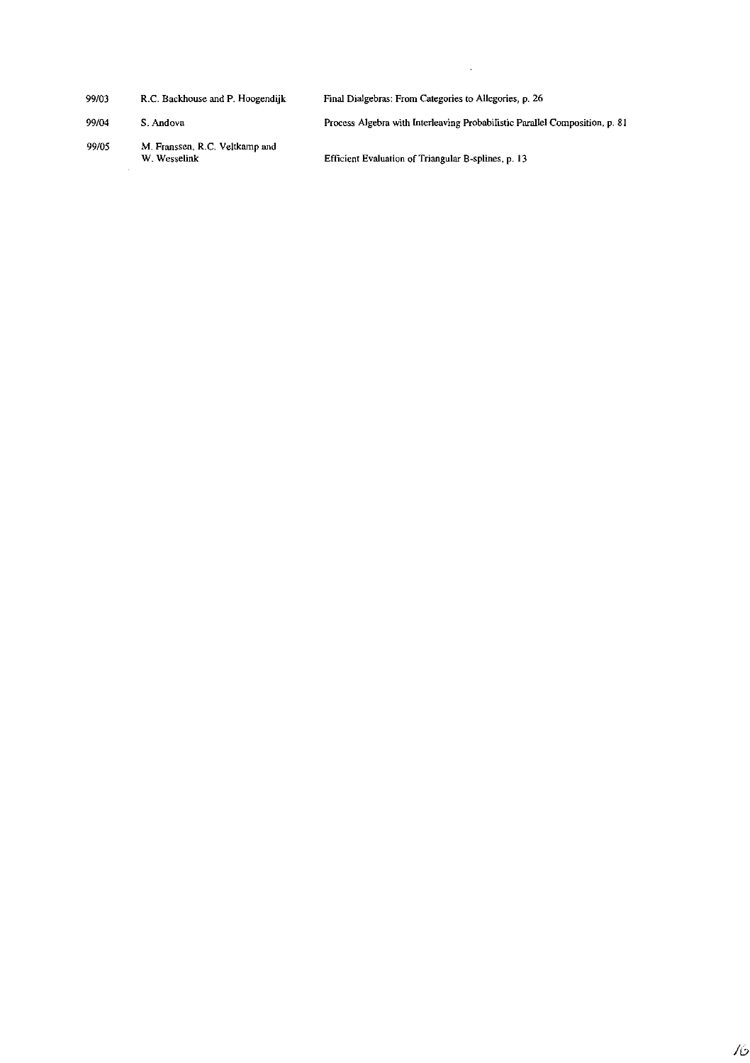| | | |
|---|---|---|
| 99/03 | R.C. Backhouse and P. Hoogendijk | Final Dialgebras: From Categories to Allegories, p. 26 |
| 99/04 | S. Andova | Process Algebra with Interleaving Probabilistic Parallel Composition, p. 81 |
| 99/05 | M. Franssen, R.C. Veltkamp and W. Wesselink | Efficient Evaluation of Triangular B-splines, p. 13 |